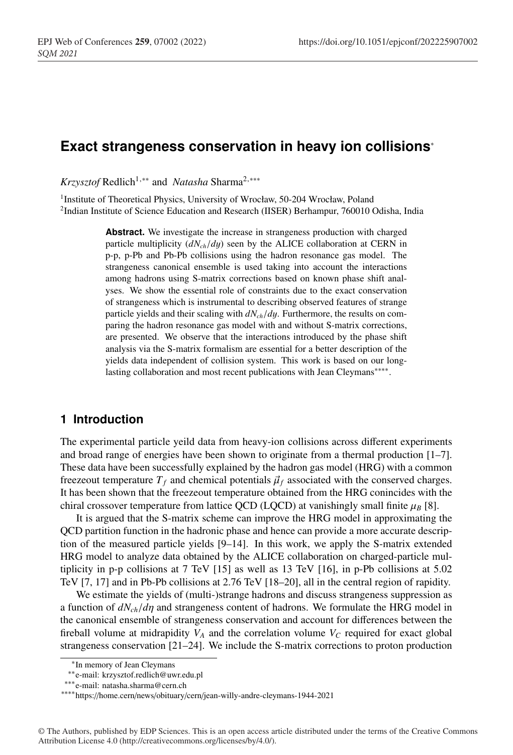# Exact strangeness conservation in heavy ion collisions*

*Krzysztof* Redlich[1,**] and *Natasha* Sharma[2,***]

[1]Institute of Theoretical Physics, University of Wrocław, 50-204 Wrocław, Poland
[2]Indian Institute of Science Education and Research (IISER) Berhampur, 760010 Odisha, India

**Abstract.** We investigate the increase in strangeness production with charged particle multiplicity ($dN_{ch}/dy$) seen by the ALICE collaboration at CERN in p-p, p-Pb and Pb-Pb collisions using the hadron resonance gas model. The strangeness canonical ensemble is used taking into account the interactions among hadrons using S-matrix corrections based on known phase shift analyses. We show the essential role of constraints due to the exact conservation of strangeness which is instrumental to describing observed features of strange particle yields and their scaling with $dN_{ch}/dy$. Furthermore, the results on comparing the hadron resonance gas model with and without S-matrix corrections, are presented. We observe that the interactions introduced by the phase shift analysis via the S-matrix formalism are essential for a better description of the yields data independent of collision system. This work is based on our long-lasting collaboration and most recent publications with Jean Cleymans****.

## 1 Introduction

The experimental particle yeild data from heavy-ion collisions across different experiments and broad range of energies have been shown to originate from a thermal production [1–7]. These data have been successfully explained by the hadron gas model (HRG) with a common freezeout temperature $T_f$ and chemical potentials $\vec{\mu}_f$ associated with the conserved charges. It has been shown that the freezeout temperature obtained from the HRG conincides with the chiral crossover temperature from lattice QCD (LQCD) at vanishingly small finite $\mu_B$ [8].

It is argued that the S-matrix scheme can improve the HRG model in approximating the QCD partition function in the hadronic phase and hence can provide a more accurate description of the measured particle yields [9–14]. In this work, we apply the S-matrix extended HRG model to analyze data obtained by the ALICE collaboration on charged-particle multiplicity in p-p collisions at 7 TeV [15] as well as 13 TeV [16], in p-Pb collisions at 5.02 TeV [7, 17] and in Pb-Pb collisions at 2.76 TeV [18–20], all in the central region of rapidity.

We estimate the yields of (multi-)strange hadrons and discuss strangeness suppression as a function of $dN_{ch}/d\eta$ and strangeness content of hadrons. We formulate the HRG model in the canonical ensemble of strangeness conservation and account for differences between the fireball volume at midrapidity $V_A$ and the correlation volume $V_C$ required for exact global strangeness conservation [21–24]. We include the S-matrix corrections to proton production

---

*In memory of Jean Cleymans
**e-mail: krzysztof.redlich@uwr.edu.pl
***e-mail: natasha.sharma@cern.ch
****https://home.cern/news/obituary/cern/jean-willy-andre-cleymans-1944-2021

© The Authors, published by EDP Sciences. This is an open access article distributed under the terms of the Creative Commons Attribution License 4.0 (http://creativecommons.org/licenses/by/4.0/).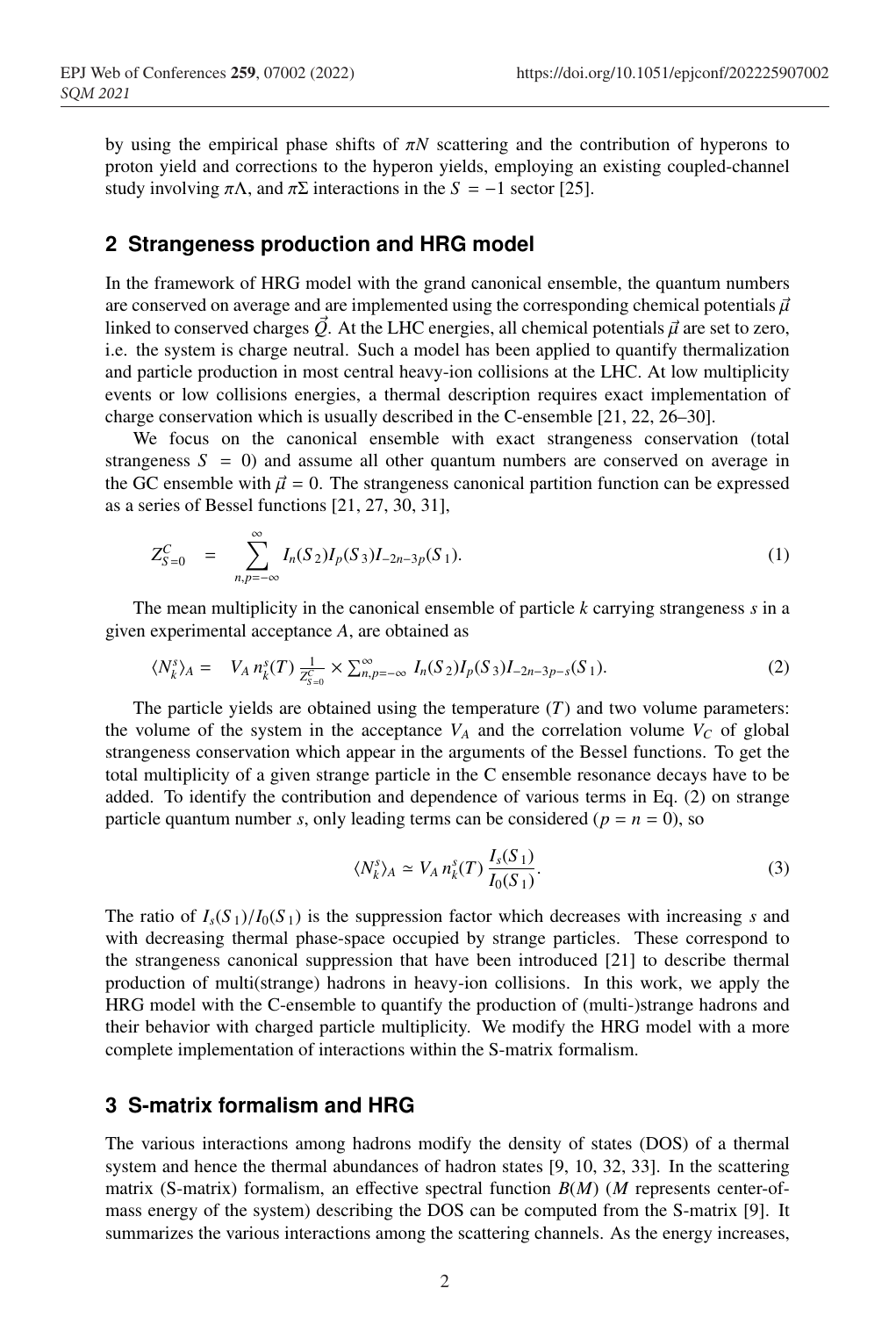by using the empirical phase shifts of $\pi N$ scattering and the contribution of hyperons to proton yield and corrections to the hyperon yields, employing an existing coupled-channel study involving $\pi\Lambda$, and $\pi\Sigma$ interactions in the $S = -1$ sector [25].

## 2 Strangeness production and HRG model

In the framework of HRG model with the grand canonical ensemble, the quantum numbers are conserved on average and are implemented using the corresponding chemical potentials $\vec{\mu}$ linked to conserved charges $\vec{Q}$. At the LHC energies, all chemical potentials $\vec{\mu}$ are set to zero, i.e. the system is charge neutral. Such a model has been applied to quantify thermalization and particle production in most central heavy-ion collisions at the LHC. At low multiplicity events or low collisions energies, a thermal description requires exact implementation of charge conservation which is usually described in the C-ensemble [21, 22, 26–30].

We focus on the canonical ensemble with exact strangeness conservation (total strangeness $S = 0$) and assume all other quantum numbers are conserved on average in the GC ensemble with $\vec{\mu} = 0$. The strangeness canonical partition function can be expressed as a series of Bessel functions [21, 27, 30, 31],

$$Z^C_{S=0} = \sum_{n,p=-\infty}^{\infty} I_n(S_2) I_p(S_3) I_{-2n-3p}(S_1). \tag{1}$$

The mean multiplicity in the canonical ensemble of particle $k$ carrying strangeness $s$ in a given experimental acceptance $A$, are obtained as

$$\langle N^s_k \rangle_A = V_A\, n^s_k(T)\, \frac{1}{Z^C_{S=0}} \times \sum_{n,p=-\infty}^{\infty} I_n(S_2) I_p(S_3) I_{-2n-3p-s}(S_1). \tag{2}$$

The particle yields are obtained using the temperature ($T$) and two volume parameters: the volume of the system in the acceptance $V_A$ and the correlation volume $V_C$ of global strangeness conservation which appear in the arguments of the Bessel functions. To get the total multiplicity of a given strange particle in the C ensemble resonance decays have to be added. To identify the contribution and dependence of various terms in Eq. (2) on strange particle quantum number $s$, only leading terms can be considered ($p = n = 0$), so

$$\langle N^s_k \rangle_A \simeq V_A\, n^s_k(T)\, \frac{I_s(S_1)}{I_0(S_1)}. \tag{3}$$

The ratio of $I_s(S_1)/I_0(S_1)$ is the suppression factor which decreases with increasing $s$ and with decreasing thermal phase-space occupied by strange particles. These correspond to the strangeness canonical suppression that have been introduced [21] to describe thermal production of multi(strange) hadrons in heavy-ion collisions. In this work, we apply the HRG model with the C-ensemble to quantify the production of (multi-)strange hadrons and their behavior with charged particle multiplicity. We modify the HRG model with a more complete implementation of interactions within the S-matrix formalism.

## 3 S-matrix formalism and HRG

The various interactions among hadrons modify the density of states (DOS) of a thermal system and hence the thermal abundances of hadron states [9, 10, 32, 33]. In the scattering matrix (S-matrix) formalism, an effective spectral function $B(M)$ ($M$ represents center-of-mass energy of the system) describing the DOS can be computed from the S-matrix [9]. It summarizes the various interactions among the scattering channels. As the energy increases,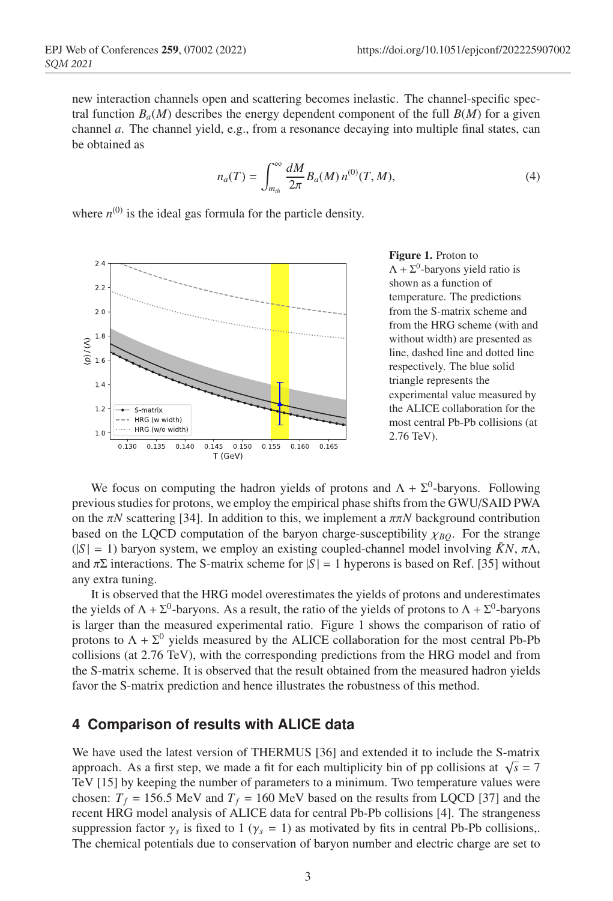new interaction channels open and scattering becomes inelastic. The channel-specific spectral function $B_a(M)$ describes the energy dependent component of the full $B(M)$ for a given channel $a$. The channel yield, e.g., from a resonance decaying into multiple final states, can be obtained as

$$n_a(T) = \int_{m_{th}}^{\infty} \frac{dM}{2\pi} B_a(M)\, n^{(0)}(T, M), \tag{4}$$

where $n^{(0)}$ is the ideal gas formula for the particle density.

**Figure 1.** Proton to $\Lambda + \Sigma^0$-baryons yield ratio is shown as a function of temperature. The predictions from the S-matrix scheme and from the HRG scheme (with and without width) are presented as line, dashed line and dotted line respectively. The blue solid triangle represents the experimental value measured by the ALICE collaboration for the most central Pb-Pb collisions (at 2.76 TeV).

We focus on computing the hadron yields of protons and $\Lambda + \Sigma^0$-baryons. Following previous studies for protons, we employ the empirical phase shifts from the GWU/SAID PWA on the $\pi N$ scattering [34]. In addition to this, we implement a $\pi\pi N$ background contribution based on the LQCD computation of the baryon charge-susceptibility $\chi_{BQ}$. For the strange ($|S| = 1$) baryon system, we employ an existing coupled-channel model involving $\bar{K}N$, $\pi\Lambda$, and $\pi\Sigma$ interactions. The S-matrix scheme for $|S| = 1$ hyperons is based on Ref. [35] without any extra tuning.

It is observed that the HRG model overestimates the yields of protons and underestimates the yields of $\Lambda + \Sigma^0$-baryons. As a result, the ratio of the yields of protons to $\Lambda + \Sigma^0$-baryons is larger than the measured experimental ratio. Figure 1 shows the comparison of ratio of protons to $\Lambda + \Sigma^0$ yields measured by the ALICE collaboration for the most central Pb-Pb collisions (at 2.76 TeV), with the corresponding predictions from the HRG model and from the S-matrix scheme. It is observed that the result obtained from the measured hadron yields favor the S-matrix prediction and hence illustrates the robustness of this method.

## 4 Comparison of results with ALICE data

We have used the latest version of THERMUS [36] and extended it to include the S-matrix approach. As a first step, we made a fit for each multiplicity bin of pp collisions at $\sqrt{s} = 7$ TeV [15] by keeping the number of parameters to a minimum. Two temperature values were chosen: $T_f = 156.5$ MeV and $T_f = 160$ MeV based on the results from LQCD [37] and the recent HRG model analysis of ALICE data for central Pb-Pb collisions [4]. The strangeness suppression factor $\gamma_s$ is fixed to 1 ($\gamma_s = 1$) as motivated by fits in central Pb-Pb collisions,. The chemical potentials due to conservation of baryon number and electric charge are set to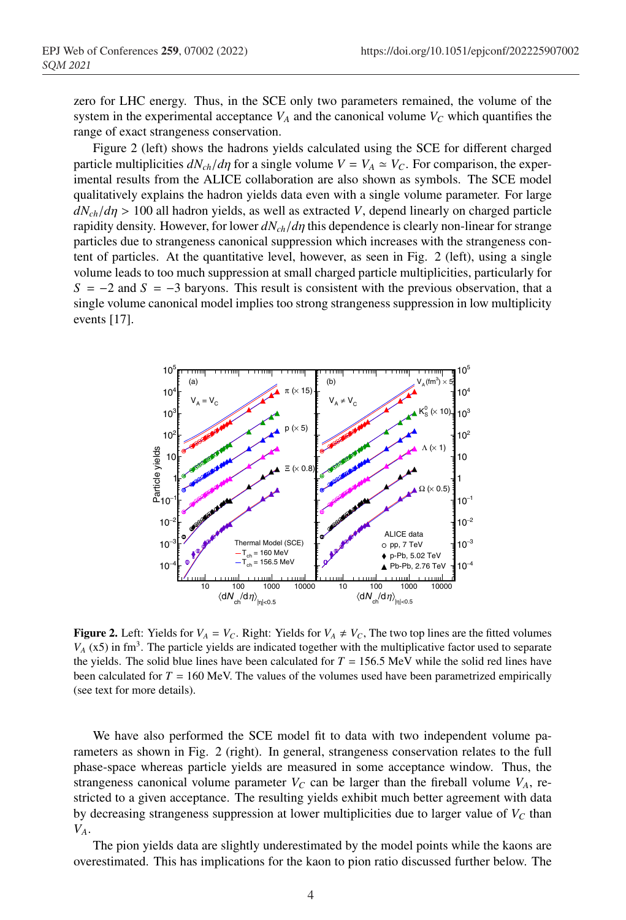zero for LHC energy. Thus, in the SCE only two parameters remained, the volume of the system in the experimental acceptance $V_A$ and the canonical volume $V_C$ which quantifies the range of exact strangeness conservation.

Figure 2 (left) shows the hadrons yields calculated using the SCE for different charged particle multiplicities $dN_{ch}/d\eta$ for a single volume $V = V_A \simeq V_C$. For comparison, the experimental results from the ALICE collaboration are also shown as symbols. The SCE model qualitatively explains the hadron yields data even with a single volume parameter. For large $dN_{ch}/d\eta > 100$ all hadron yields, as well as extracted $V$, depend linearly on charged particle rapidity density. However, for lower $dN_{ch}/d\eta$ this dependence is clearly non-linear for strange particles due to strangeness canonical suppression which increases with the strangeness content of particles. At the quantitative level, however, as seen in Fig. 2 (left), using a single volume leads to too much suppression at small charged particle multiplicities, particularly for $S = -2$ and $S = -3$ baryons. This result is consistent with the previous observation, that a single volume canonical model implies too strong strangeness suppression in low multiplicity events [17].

**Figure 2.** Left: Yields for $V_A = V_C$. Right: Yields for $V_A \neq V_C$, The two top lines are the fitted volumes $V_A$ (x5) in fm$^3$. The particle yields are indicated together with the multiplicative factor used to separate the yields. The solid blue lines have been calculated for $T = 156.5$ MeV while the solid red lines have been calculated for $T = 160$ MeV. The values of the volumes used have been parametrized empirically (see text for more details).

We have also performed the SCE model fit to data with two independent volume parameters as shown in Fig. 2 (right). In general, strangeness conservation relates to the full phase-space whereas particle yields are measured in some acceptance window. Thus, the strangeness canonical volume parameter $V_C$ can be larger than the fireball volume $V_A$, restricted to a given acceptance. The resulting yields exhibit much better agreement with data by decreasing strangeness suppression at lower multiplicities due to larger value of $V_C$ than $V_A$.

The pion yields data are slightly underestimated by the model points while the kaons are overestimated. This has implications for the kaon to pion ratio discussed further below. The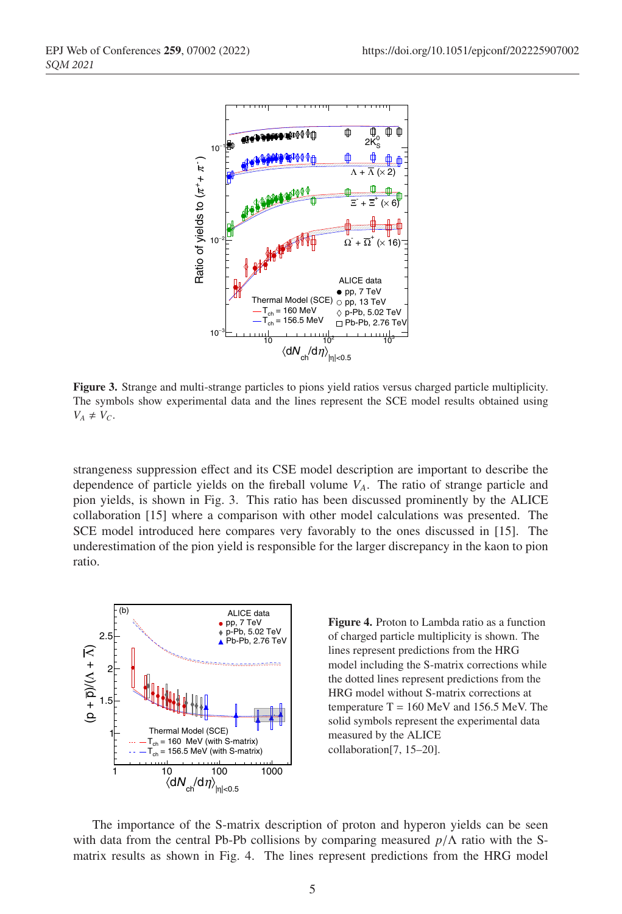**Figure 3.** Strange and multi-strange particles to pions yield ratios versus charged particle multiplicity. The symbols show experimental data and the lines represent the SCE model results obtained using $V_A \neq V_C$.

strangeness suppression effect and its CSE model description are important to describe the dependence of particle yields on the fireball volume $V_A$. The ratio of strange particle and pion yields, is shown in Fig. 3. This ratio has been discussed prominently by the ALICE collaboration [15] where a comparison with other model calculations was presented. The SCE model introduced here compares very favorably to the ones discussed in [15]. The underestimation of the pion yield is responsible for the larger discrepancy in the kaon to pion ratio.

**Figure 4.** Proton to Lambda ratio as a function of charged particle multiplicity is shown. The lines represent predictions from the HRG model including the S-matrix corrections while the dotted lines represent predictions from the HRG model without S-matrix corrections at temperature T = 160 MeV and 156.5 MeV. The solid symbols represent the experimental data measured by the ALICE collaboration[7, 15–20].

The importance of the S-matrix description of proton and hyperon yields can be seen with data from the central Pb-Pb collisions by comparing measured $p/\Lambda$ ratio with the S-matrix results as shown in Fig. 4. The lines represent predictions from the HRG model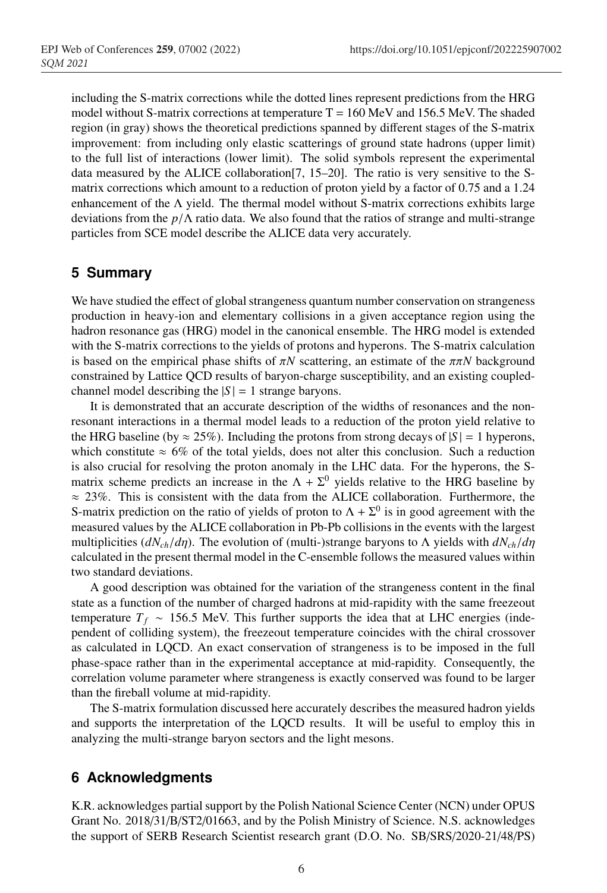including the S-matrix corrections while the dotted lines represent predictions from the HRG model without S-matrix corrections at temperature T = 160 MeV and 156.5 MeV. The shaded region (in gray) shows the theoretical predictions spanned by different stages of the S-matrix improvement: from including only elastic scatterings of ground state hadrons (upper limit) to the full list of interactions (lower limit). The solid symbols represent the experimental data measured by the ALICE collaboration[7, 15–20]. The ratio is very sensitive to the S-matrix corrections which amount to a reduction of proton yield by a factor of 0.75 and a 1.24 enhancement of the $\Lambda$ yield. The thermal model without S-matrix corrections exhibits large deviations from the $p/\Lambda$ ratio data. We also found that the ratios of strange and multi-strange particles from SCE model describe the ALICE data very accurately.

## 5 Summary

We have studied the effect of global strangeness quantum number conservation on strangeness production in heavy-ion and elementary collisions in a given acceptance region using the hadron resonance gas (HRG) model in the canonical ensemble. The HRG model is extended with the S-matrix corrections to the yields of protons and hyperons. The S-matrix calculation is based on the empirical phase shifts of $\pi N$ scattering, an estimate of the $\pi\pi N$ background constrained by Lattice QCD results of baryon-charge susceptibility, and an existing coupled-channel model describing the $|S| = 1$ strange baryons.

It is demonstrated that an accurate description of the widths of resonances and the non-resonant interactions in a thermal model leads to a reduction of the proton yield relative to the HRG baseline (by $\approx 25\%$). Including the protons from strong decays of $|S| = 1$ hyperons, which constitute $\approx 6\%$ of the total yields, does not alter this conclusion. Such a reduction is also crucial for resolving the proton anomaly in the LHC data. For the hyperons, the S-matrix scheme predicts an increase in the $\Lambda + \Sigma^0$ yields relative to the HRG baseline by $\approx 23\%$. This is consistent with the data from the ALICE collaboration. Furthermore, the S-matrix prediction on the ratio of yields of proton to $\Lambda + \Sigma^0$ is in good agreement with the measured values by the ALICE collaboration in Pb-Pb collisions in the events with the largest multiplicities ($dN_{ch}/d\eta$). The evolution of (multi-)strange baryons to $\Lambda$ yields with $dN_{ch}/d\eta$ calculated in the present thermal model in the C-ensemble follows the measured values within two standard deviations.

A good description was obtained for the variation of the strangeness content in the final state as a function of the number of charged hadrons at mid-rapidity with the same freezeout temperature $T_f \sim 156.5$ MeV. This further supports the idea that at LHC energies (independent of colliding system), the freezeout temperature coincides with the chiral crossover as calculated in LQCD. An exact conservation of strangeness is to be imposed in the full phase-space rather than in the experimental acceptance at mid-rapidity. Consequently, the correlation volume parameter where strangeness is exactly conserved was found to be larger than the fireball volume at mid-rapidity.

The S-matrix formulation discussed here accurately describes the measured hadron yields and supports the interpretation of the LQCD results. It will be useful to employ this in analyzing the multi-strange baryon sectors and the light mesons.

## 6 Acknowledgments

K.R. acknowledges partial support by the Polish National Science Center (NCN) under OPUS Grant No. 2018/31/B/ST2/01663, and by the Polish Ministry of Science. N.S. acknowledges the support of SERB Research Scientist research grant (D.O. No. SB/SRS/2020-21/48/PS)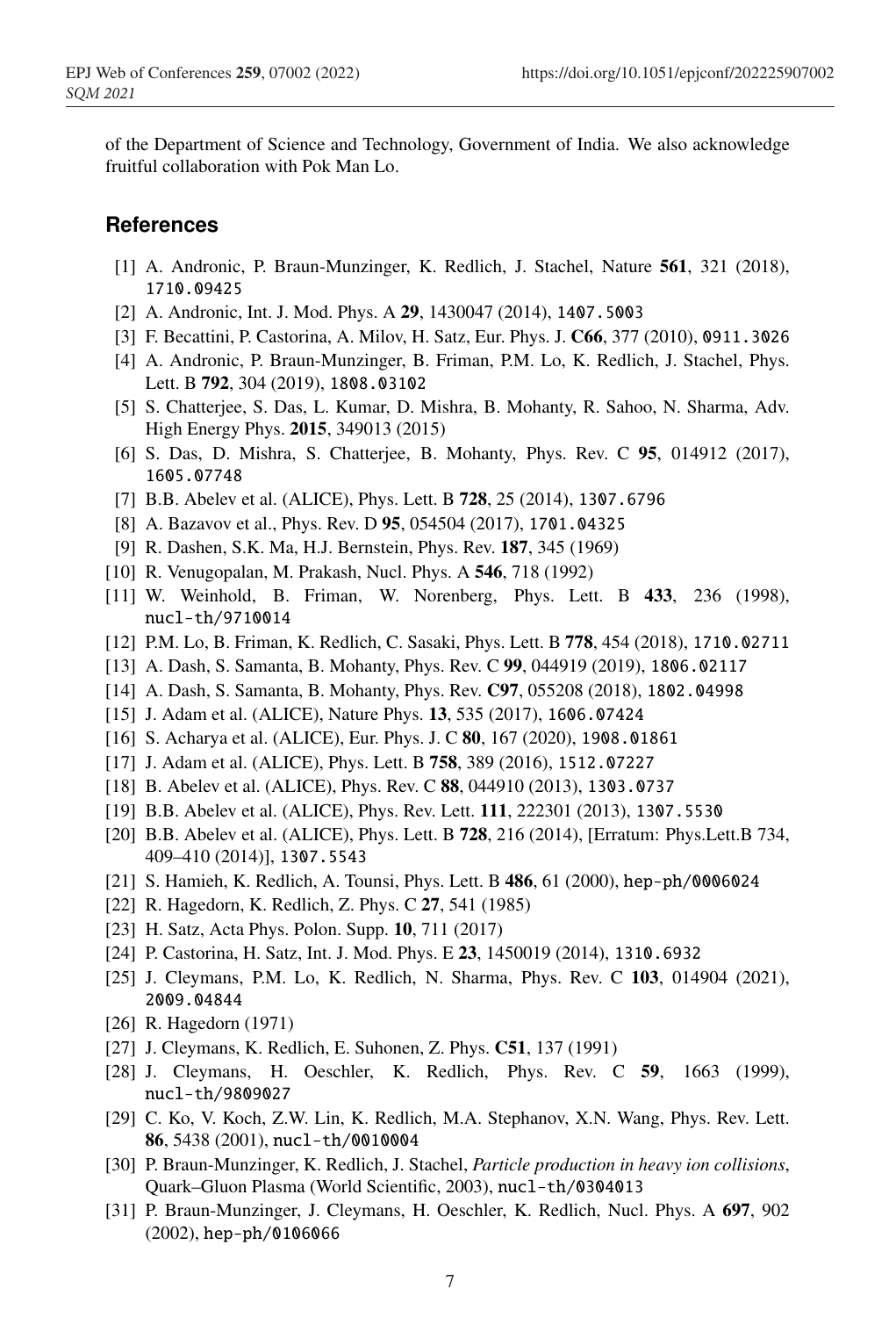of the Department of Science and Technology, Government of India. We also acknowledge fruitful collaboration with Pok Man Lo.

## References

[1] A. Andronic, P. Braun-Munzinger, K. Redlich, J. Stachel, Nature **561**, 321 (2018), 1710.09425

[2] A. Andronic, Int. J. Mod. Phys. A **29**, 1430047 (2014), 1407.5003

[3] F. Becattini, P. Castorina, A. Milov, H. Satz, Eur. Phys. J. **C66**, 377 (2010), 0911.3026

[4] A. Andronic, P. Braun-Munzinger, B. Friman, P.M. Lo, K. Redlich, J. Stachel, Phys. Lett. B **792**, 304 (2019), 1808.03102

[5] S. Chatterjee, S. Das, L. Kumar, D. Mishra, B. Mohanty, R. Sahoo, N. Sharma, Adv. High Energy Phys. **2015**, 349013 (2015)

[6] S. Das, D. Mishra, S. Chatterjee, B. Mohanty, Phys. Rev. C **95**, 014912 (2017), 1605.07748

[7] B.B. Abelev et al. (ALICE), Phys. Lett. B **728**, 25 (2014), 1307.6796

[8] A. Bazavov et al., Phys. Rev. D **95**, 054504 (2017), 1701.04325

[9] R. Dashen, S.K. Ma, H.J. Bernstein, Phys. Rev. **187**, 345 (1969)

[10] R. Venugopalan, M. Prakash, Nucl. Phys. A **546**, 718 (1992)

[11] W. Weinhold, B. Friman, W. Norenberg, Phys. Lett. B **433**, 236 (1998), nucl-th/9710014

[12] P.M. Lo, B. Friman, K. Redlich, C. Sasaki, Phys. Lett. B **778**, 454 (2018), 1710.02711

[13] A. Dash, S. Samanta, B. Mohanty, Phys. Rev. C **99**, 044919 (2019), 1806.02117

[14] A. Dash, S. Samanta, B. Mohanty, Phys. Rev. **C97**, 055208 (2018), 1802.04998

[15] J. Adam et al. (ALICE), Nature Phys. **13**, 535 (2017), 1606.07424

[16] S. Acharya et al. (ALICE), Eur. Phys. J. C **80**, 167 (2020), 1908.01861

[17] J. Adam et al. (ALICE), Phys. Lett. B **758**, 389 (2016), 1512.07227

[18] B. Abelev et al. (ALICE), Phys. Rev. C **88**, 044910 (2013), 1303.0737

[19] B.B. Abelev et al. (ALICE), Phys. Rev. Lett. **111**, 222301 (2013), 1307.5530

[20] B.B. Abelev et al. (ALICE), Phys. Lett. B **728**, 216 (2014), [Erratum: Phys.Lett.B 734, 409–410 (2014)], 1307.5543

[21] S. Hamieh, K. Redlich, A. Tounsi, Phys. Lett. B **486**, 61 (2000), hep-ph/0006024

[22] R. Hagedorn, K. Redlich, Z. Phys. C **27**, 541 (1985)

[23] H. Satz, Acta Phys. Polon. Supp. **10**, 711 (2017)

[24] P. Castorina, H. Satz, Int. J. Mod. Phys. E **23**, 1450019 (2014), 1310.6932

[25] J. Cleymans, P.M. Lo, K. Redlich, N. Sharma, Phys. Rev. C **103**, 014904 (2021), 2009.04844

[26] R. Hagedorn (1971)

[27] J. Cleymans, K. Redlich, E. Suhonen, Z. Phys. **C51**, 137 (1991)

[28] J. Cleymans, H. Oeschler, K. Redlich, Phys. Rev. C **59**, 1663 (1999), nucl-th/9809027

[29] C. Ko, V. Koch, Z.W. Lin, K. Redlich, M.A. Stephanov, X.N. Wang, Phys. Rev. Lett. **86**, 5438 (2001), nucl-th/0010004

[30] P. Braun-Munzinger, K. Redlich, J. Stachel, *Particle production in heavy ion collisions*, Quark–Gluon Plasma (World Scientific, 2003), nucl-th/0304013

[31] P. Braun-Munzinger, J. Cleymans, H. Oeschler, K. Redlich, Nucl. Phys. A **697**, 902 (2002), hep-ph/0106066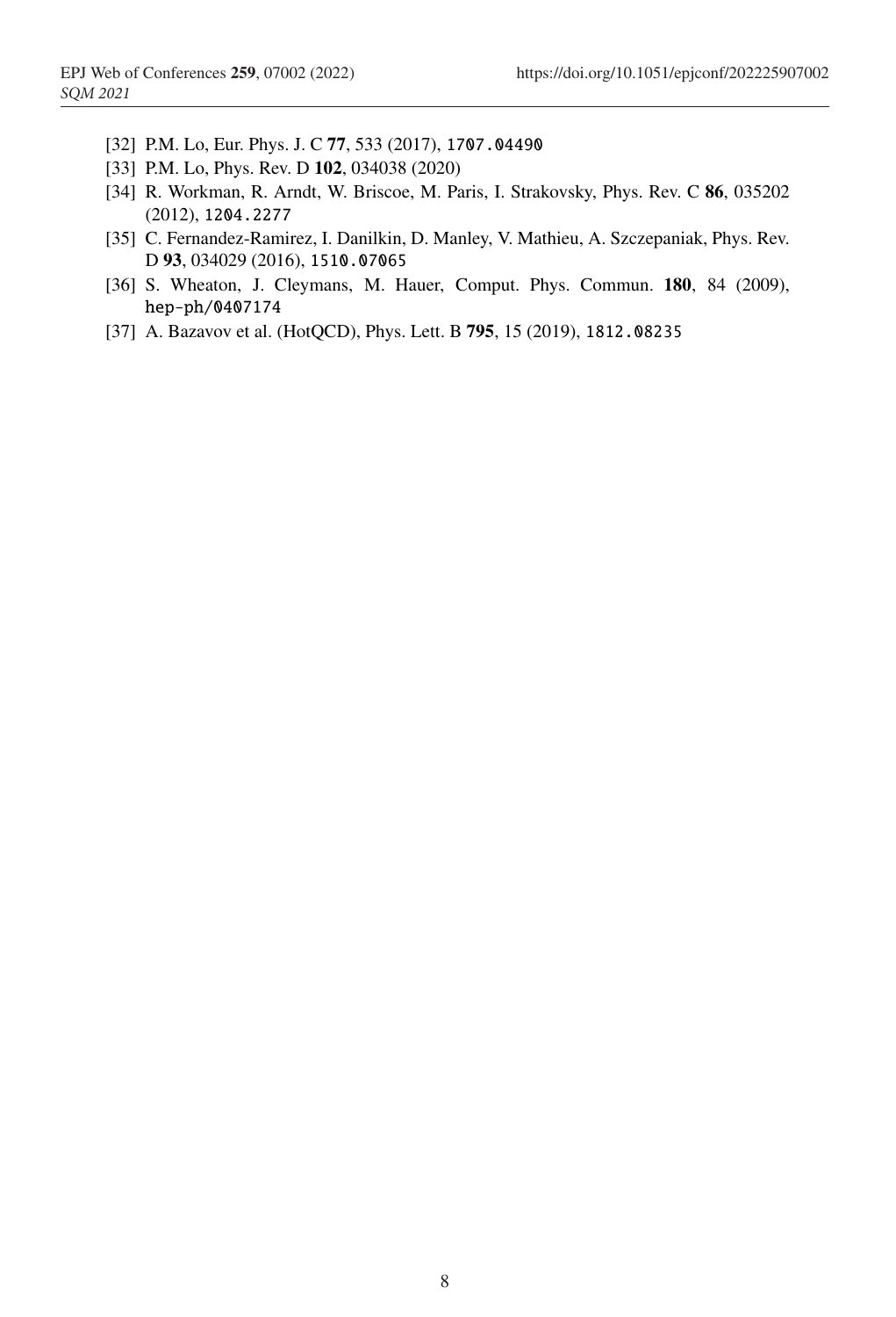[32] P.M. Lo, Eur. Phys. J. C **77**, 533 (2017), 1707.04490

[33] P.M. Lo, Phys. Rev. D **102**, 034038 (2020)

[34] R. Workman, R. Arndt, W. Briscoe, M. Paris, I. Strakovsky, Phys. Rev. C **86**, 035202 (2012), 1204.2277

[35] C. Fernandez-Ramirez, I. Danilkin, D. Manley, V. Mathieu, A. Szczepaniak, Phys. Rev. D **93**, 034029 (2016), 1510.07065

[36] S. Wheaton, J. Cleymans, M. Hauer, Comput. Phys. Commun. **180**, 84 (2009), hep-ph/0407174

[37] A. Bazavov et al. (HotQCD), Phys. Lett. B **795**, 15 (2019), 1812.08235